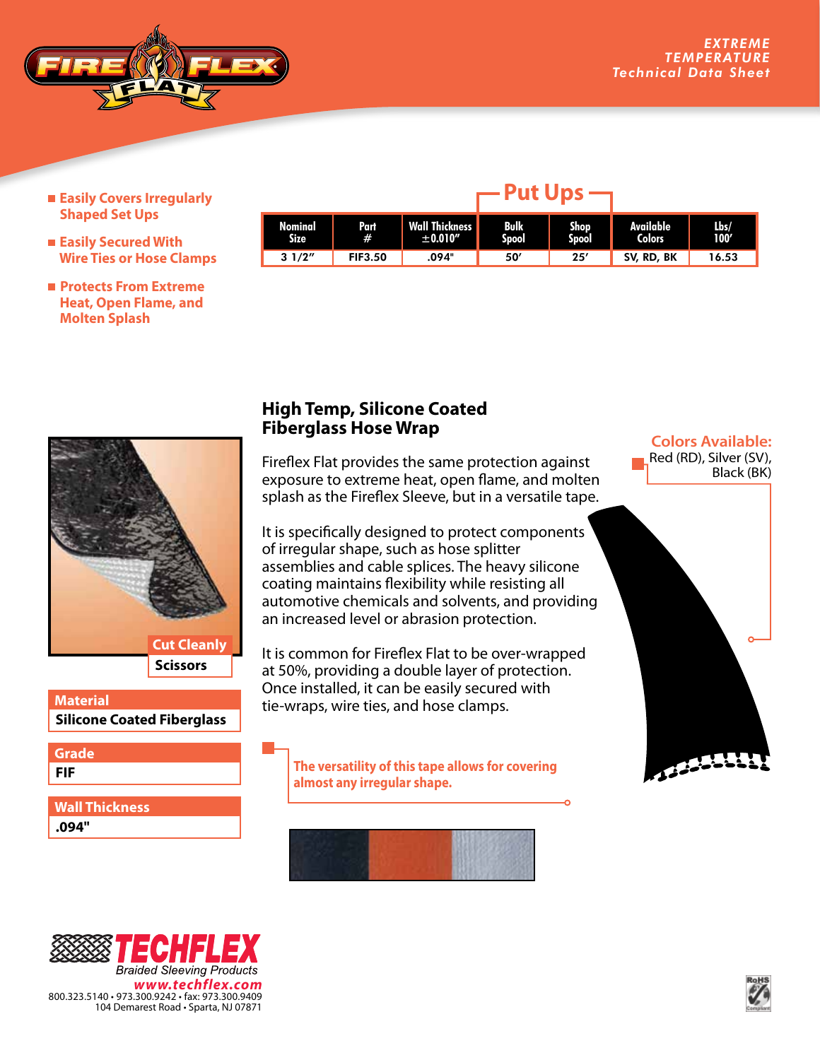EXTREME TEMPERATURE
Technical Data Sheet

- Easily Covers Irregularly Shaped Set Ups
- Easily Secured With Wire Ties or Hose Clamps
- Protects From Extreme Heat, Open Flame, and Molten Splash

| Nominal Size | Part # | Wall Thickness ±0.010" | Put Ups: Bulk Spool | Put Ups: Shop Spool | Available Colors | Lbs/ 100' |
|---|---|---|---|---|---|---|
| 3 1/2" | FIF3.50 | .094" | 50' | 25' | SV, RD, BK | 16.53 |

## High Temp, Silicone Coated Fiberglass Hose Wrap

Fireflex Flat provides the same protection against exposure to extreme heat, open flame, and molten splash as the Fireflex Sleeve, but in a versatile tape.

It is specifically designed to protect components of irregular shape, such as hose splitter assemblies and cable splices. The heavy silicone coating maintains flexibility while resisting all automotive chemicals and solvents, and providing an increased level or abrasion protection.

It is common for Fireflex Flat to be over-wrapped at 50%, providing a double layer of protection. Once installed, it can be easily secured with tie-wraps, wire ties, and hose clamps.

**The versatility of this tape allows for covering almost any irregular shape.**

**Colors Available:**
Red (RD), Silver (SV), Black (BK)

**Cut Cleanly**
Scissors

**Material**
Silicone Coated Fiberglass

**Grade**
FIF

**Wall Thickness**
.094"

TECHFLEX
Braided Sleeving Products
www.techflex.com
800.323.5140 • 973.300.9242 • fax: 973.300.9409
104 Demarest Road • Sparta, NJ 07871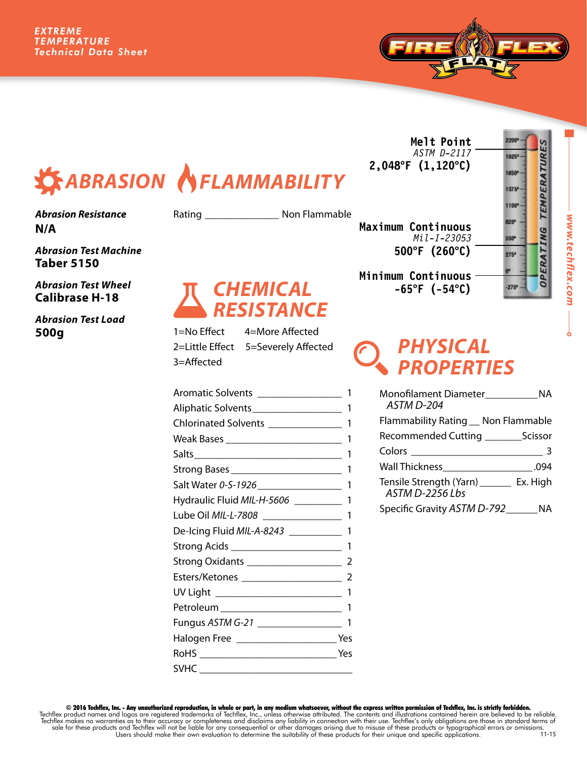*EXTREME TEMPERATURE Technical Data Sheet*

## ABRASION

***Abrasion Resistance***
**N/A**

***Abrasion Test Machine***
**Taber 5150**

***Abrasion Test Wheel***
**Calibrase H-18**

***Abrasion Test Load***
**500g**

## FLAMMABILITY

Rating ______________ Non Flammable

## CHEMICAL RESISTANCE

1=No Effect
2=Little Effect
3=Affected
4=More Affected
5=Severely Affected

| | |
|---|---|
| Aromatic Solvents | 1 |
| Aliphatic Solvents | 1 |
| Chlorinated Solvents | 1 |
| Weak Bases | 1 |
| Salts | 1 |
| Strong Bases | 1 |
| Salt Water *0-S-1926* | 1 |
| Hydraulic Fluid *MIL-H-5606* | 1 |
| Lube Oil *MIL-L-7808* | 1 |
| De-Icing Fluid *MIL-A-8243* | 1 |
| Strong Acids | 1 |
| Strong Oxidants | 2 |
| Esters/Ketones | 2 |
| UV Light | 1 |
| Petroleum | 1 |
| Fungus *ASTM G-21* | 1 |
| Halogen Free | Yes |
| RoHS | Yes |
| SVHC | |

## OPERATING TEMPERATURES

**Melt Point**
*ASTM D-2117*
**2,048°F (1,120°C)**

**Maximum Continuous**
*Mil-I-23053*
**500°F (260°C)**

**Minimum Continuous**
**-65°F (-54°C)**

2200°
1925°
1650°
1375°
1100°
825°
550°
275°
0°
-275°

## PHYSICAL PROPERTIES

| | |
|---|---|
| Monofilament Diameter *ASTM D-204* | NA |
| Flammability Rating | Non Flammable |
| Recommended Cutting | Scissor |
| Colors | 3 |
| Wall Thickness | .094 |
| Tensile Strength (Yarn) *ASTM D-2256 Lbs* | Ex. High |
| Specific Gravity *ASTM D-792* | NA |

www.techflex.com

**© 2016 Techflex, Inc. - Any unauthorized reproduction, in whole or part, in any medium whatsoever, without the express written permission of Techflex, Inc. is strictly forbidden.**
Techflex product names and logos are registered trademarks of Techflex, Inc., unless otherwise attributed. The contents and illustrations contained herein are believed to be reliable. Techflex makes no warranties as to their accuracy or completeness and disclaims any liability in connection with their use. Techflex's only obligations are those in standard terms of sale for these products and Techflex will not be liable for any consequential or other damages arising due to misuse of these products or typographical errors or omissions. Users should make their own evaluation to determine the suitability of these products for their unique and specific applications.
11-15